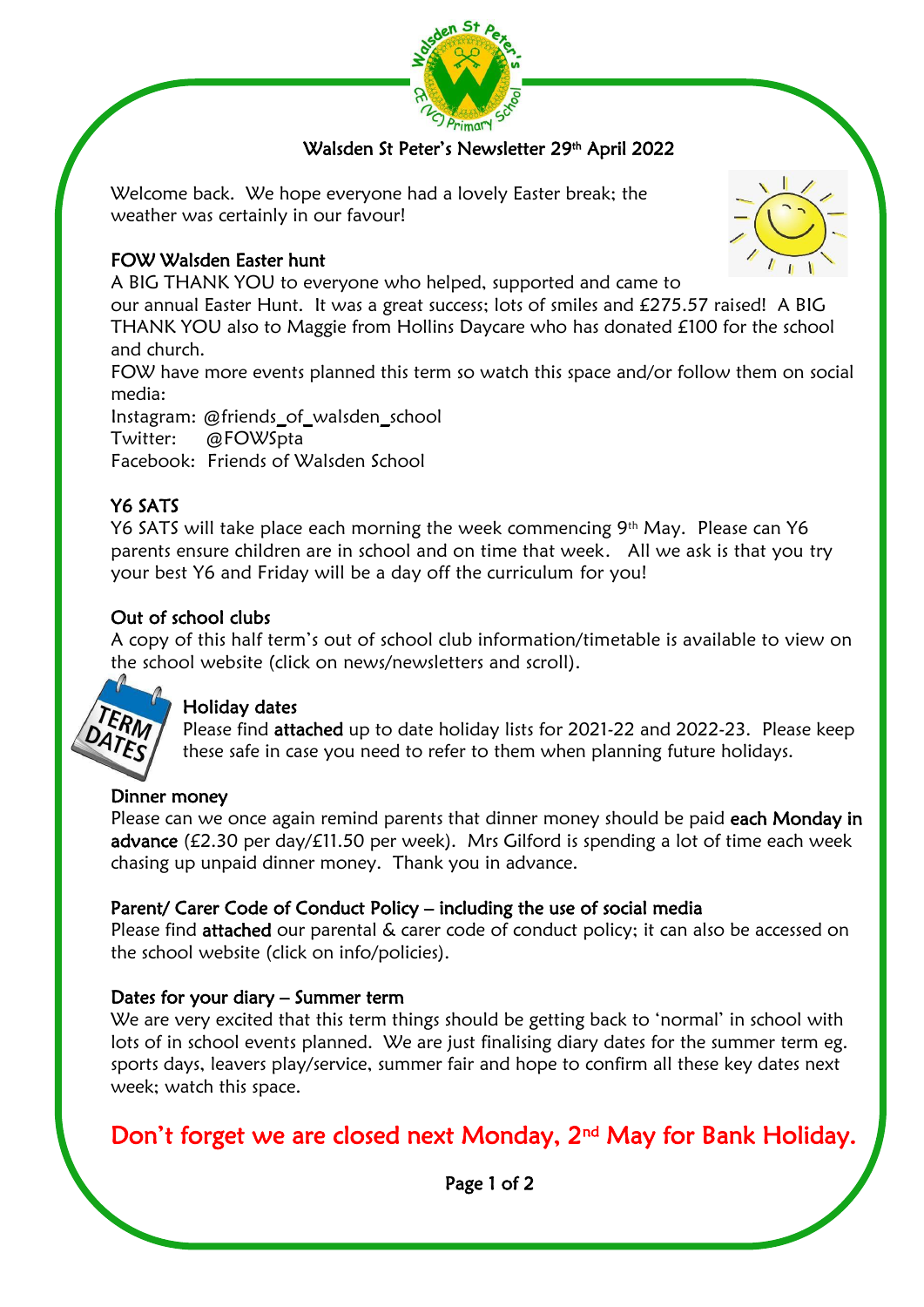# Walsden St Peter's Newsletter 29th April 2022

Welcome back. We hope everyone had a lovely Easter break; the weather was certainly in our favour!

## FOW Walsden Easter hunt

A BIG THANK YOU to everyone who helped, supported and came to our annual Easter Hunt. It was a great success; lots of smiles and £275.57 raised! A BIG THANK YOU also to Maggie from Hollins Daycare who has donated £100 for the school and church.

FOW have more events planned this term so watch this space and/or follow them on social media:

Instagram: @friends_of_walsden_school
Twitter: @FOWSpta
Facebook: Friends of Walsden School

## Y6 SATS

Y6 SATS will take place each morning the week commencing 9th May. Please can Y6 parents ensure children are in school and on time that week. All we ask is that you try your best Y6 and Friday will be a day off the curriculum for you!

## Out of school clubs

A copy of this half term's out of school club information/timetable is available to view on the school website (click on news/newsletters and scroll).

## Holiday dates

Please find **attached** up to date holiday lists for 2021-22 and 2022-23. Please keep these safe in case you need to refer to them when planning future holidays.

## Dinner money

Please can we once again remind parents that dinner money should be paid **each Monday in advance** (£2.30 per day/£11.50 per week). Mrs Gilford is spending a lot of time each week chasing up unpaid dinner money. Thank you in advance.

## Parent/ Carer Code of Conduct Policy – including the use of social media

Please find **attached** our parental & carer code of conduct policy; it can also be accessed on the school website (click on info/policies).

## Dates for your diary – Summer term

We are very excited that this term things should be getting back to 'normal' in school with lots of in school events planned. We are just finalising diary dates for the summer term eg. sports days, leavers play/service, summer fair and hope to confirm all these key dates next week; watch this space.

**Don't forget we are closed next Monday, 2nd May for Bank Holiday.**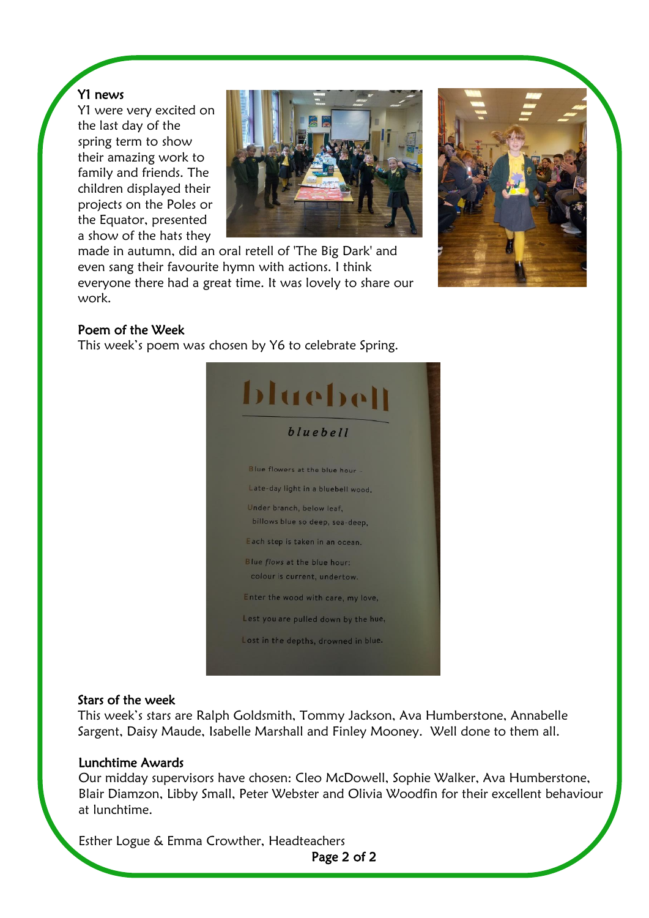## Y1 news

Y1 were very excited on the last day of the spring term to show their amazing work to family and friends. The children displayed their projects on the Poles or the Equator, presented a show of the hats they made in autumn, did an oral retell of 'The Big Dark' and even sang their favourite hymn with actions. I think everyone there had a great time. It was lovely to share our work.

## Poem of the Week

This week's poem was chosen by Y6 to celebrate Spring.

# bluebell

*bluebell*

Blue flowers at the blue hour –

Late-day light in a bluebell wood.

Under branch, below leaf,
billows blue so deep, sea-deep,

Each step is taken in an ocean.

Blue *flows* at the blue hour:
colour is current, undertow.

Enter the wood with care, my love,

Lest you are pulled down by the hue,

Lost in the depths, drowned in blue.

## Stars of the week

This week's stars are Ralph Goldsmith, Tommy Jackson, Ava Humberstone, Annabelle Sargent, Daisy Maude, Isabelle Marshall and Finley Mooney. Well done to them all.

## Lunchtime Awards

Our midday supervisors have chosen: Cleo McDowell, Sophie Walker, Ava Humberstone, Blair Diamzon, Libby Small, Peter Webster and Olivia Woodfin for their excellent behaviour at lunchtime.

Esther Logue & Emma Crowther, Headteachers